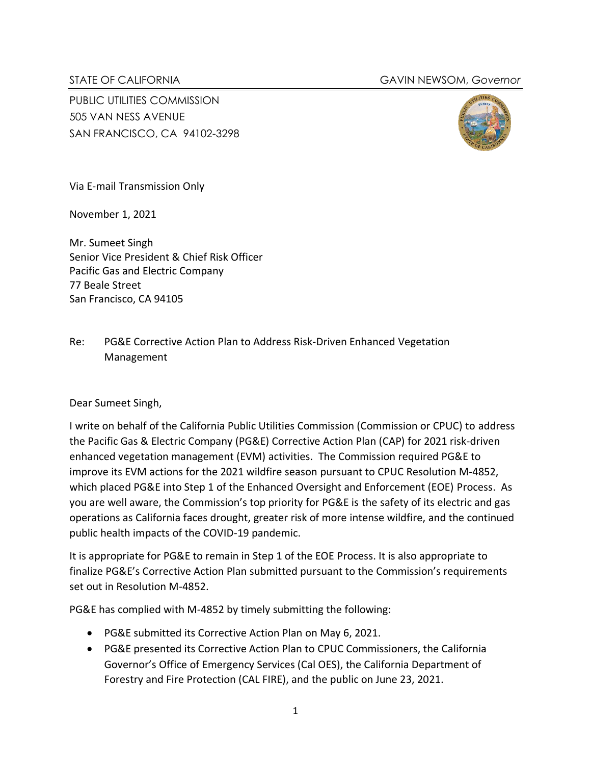STATE OF CALIFORNIA GAVIN NEWSOM, *Governor*

PUBLIC UTILITIES COMMISSION
505 VAN NESS AVENUE
SAN FRANCISCO, CA 94102-3298

Via E-mail Transmission Only

November 1, 2021

Mr. Sumeet Singh
Senior Vice President & Chief Risk Officer
Pacific Gas and Electric Company
77 Beale Street
San Francisco, CA 94105

Re: PG&E Corrective Action Plan to Address Risk-Driven Enhanced Vegetation Management

Dear Sumeet Singh,

I write on behalf of the California Public Utilities Commission (Commission or CPUC) to address the Pacific Gas & Electric Company (PG&E) Corrective Action Plan (CAP) for 2021 risk-driven enhanced vegetation management (EVM) activities. The Commission required PG&E to improve its EVM actions for the 2021 wildfire season pursuant to CPUC Resolution M-4852, which placed PG&E into Step 1 of the Enhanced Oversight and Enforcement (EOE) Process. As you are well aware, the Commission's top priority for PG&E is the safety of its electric and gas operations as California faces drought, greater risk of more intense wildfire, and the continued public health impacts of the COVID-19 pandemic.

It is appropriate for PG&E to remain in Step 1 of the EOE Process. It is also appropriate to finalize PG&E's Corrective Action Plan submitted pursuant to the Commission's requirements set out in Resolution M-4852.

PG&E has complied with M-4852 by timely submitting the following:

- PG&E submitted its Corrective Action Plan on May 6, 2021.
- PG&E presented its Corrective Action Plan to CPUC Commissioners, the California Governor's Office of Emergency Services (Cal OES), the California Department of Forestry and Fire Protection (CAL FIRE), and the public on June 23, 2021.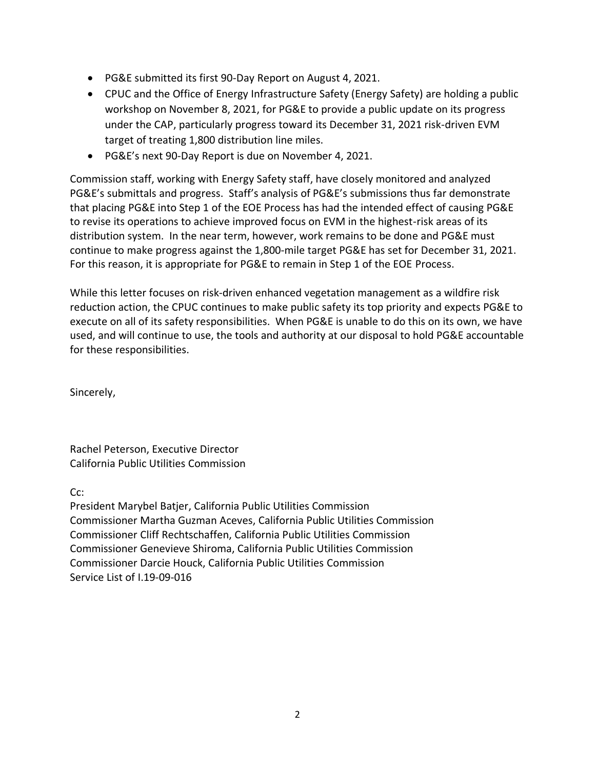- PG&E submitted its first 90-Day Report on August 4, 2021.
- CPUC and the Office of Energy Infrastructure Safety (Energy Safety) are holding a public workshop on November 8, 2021, for PG&E to provide a public update on its progress under the CAP, particularly progress toward its December 31, 2021 risk-driven EVM target of treating 1,800 distribution line miles.
- PG&E's next 90-Day Report is due on November 4, 2021.

Commission staff, working with Energy Safety staff, have closely monitored and analyzed PG&E's submittals and progress. Staff's analysis of PG&E's submissions thus far demonstrate that placing PG&E into Step 1 of the EOE Process has had the intended effect of causing PG&E to revise its operations to achieve improved focus on EVM in the highest-risk areas of its distribution system. In the near term, however, work remains to be done and PG&E must continue to make progress against the 1,800-mile target PG&E has set for December 31, 2021. For this reason, it is appropriate for PG&E to remain in Step 1 of the EOE Process.

While this letter focuses on risk-driven enhanced vegetation management as a wildfire risk reduction action, the CPUC continues to make public safety its top priority and expects PG&E to execute on all of its safety responsibilities. When PG&E is unable to do this on its own, we have used, and will continue to use, the tools and authority at our disposal to hold PG&E accountable for these responsibilities.

Sincerely,

Rachel Peterson, Executive Director
California Public Utilities Commission

Cc:
President Marybel Batjer, California Public Utilities Commission
Commissioner Martha Guzman Aceves, California Public Utilities Commission
Commissioner Cliff Rechtschaffen, California Public Utilities Commission
Commissioner Genevieve Shiroma, California Public Utilities Commission
Commissioner Darcie Houck, California Public Utilities Commission
Service List of I.19-09-016